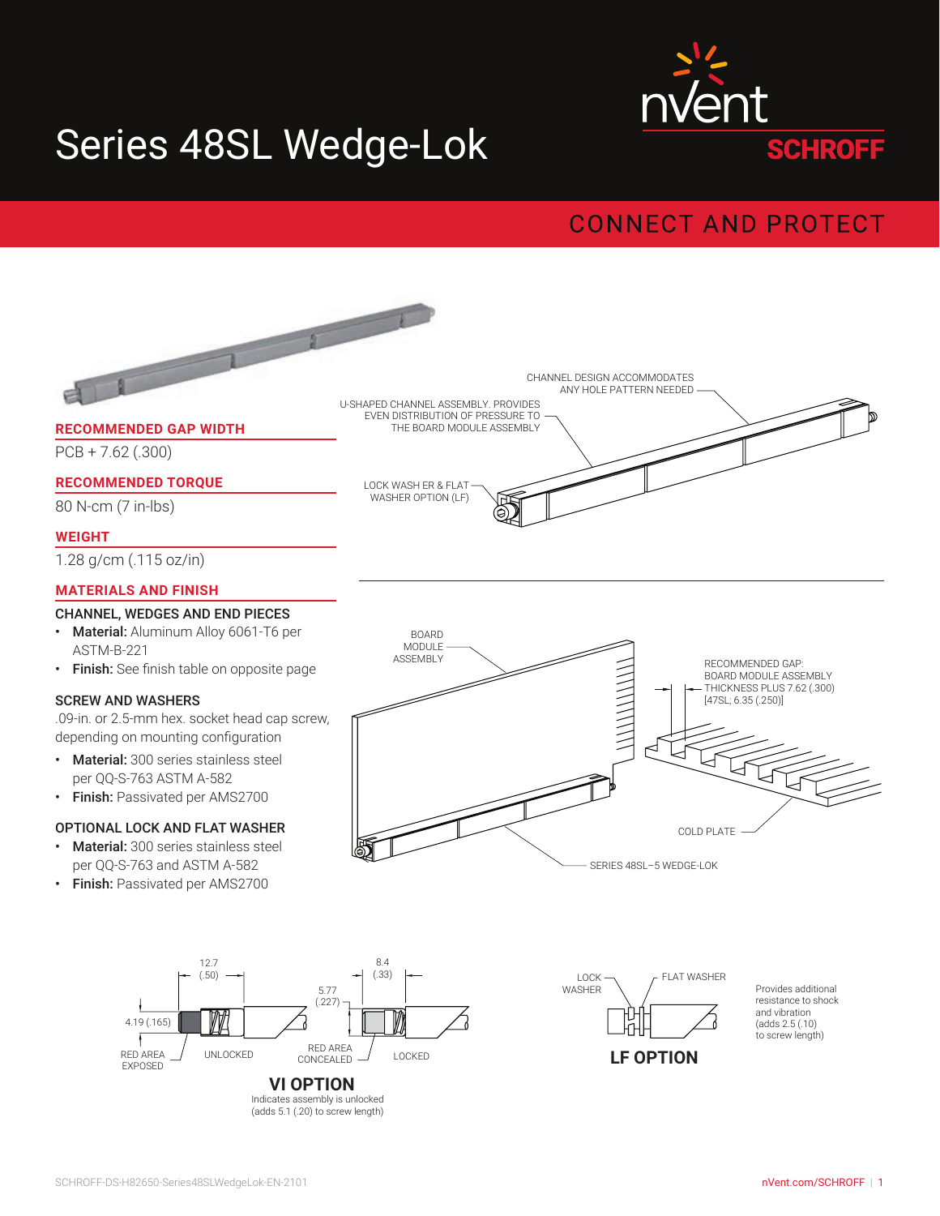# Series 48SL Wedge-Lok

nVent SCHROFF

CONNECT AND PROTECT

## RECOMMENDED GAP WIDTH

PCB + 7.62 (.300)

## RECOMMENDED TORQUE

80 N-cm (7 in-lbs)

## WEIGHT

1.28 g/cm (.115 oz/in)

## MATERIALS AND FINISH

### CHANNEL, WEDGES AND END PIECES

- **Material:** Aluminum Alloy 6061-T6 per ASTM-B-221
- **Finish:** See finish table on opposite page

### SCREW AND WASHERS

.09-in. or 2.5-mm hex. socket head cap screw, depending on mounting configuration

- **Material:** 300 series stainless steel per QQ-S-763 ASTM A-582
- **Finish:** Passivated per AMS2700

### OPTIONAL LOCK AND FLAT WASHER

- **Material:** 300 series stainless steel per QQ-S-763 and ASTM A-582
- **Finish:** Passivated per AMS2700

CHANNEL DESIGN ACCOMMODATES ANY HOLE PATTERN NEEDED

U-SHAPED CHANNEL ASSEMBLY. PROVIDES EVEN DISTRIBUTION OF PRESSURE TO THE BOARD MODULE ASSEMBLY

LOCK WASH ER & FLAT WASHER OPTION (LF)

BOARD MODULE ASSEMBLY

RECOMMENDED GAP: BOARD MODULE ASSEMBLY THICKNESS PLUS 7.62 (.300) [47SL; 6.35 (.250)]

COLD PLATE

SERIES 48SL–5 WEDGE-LOK

12.7 (.50)

8.4 (.33)

5.77 (.227)

4.19 (.165)

RED AREA EXPOSED

UNLOCKED

RED AREA CONCEALED

LOCKED

**VI OPTION**

Indicates assembly is unlocked (adds 5.1 (.20) to screw length)

LOCK WASHER

FLAT WASHER

**LF OPTION**

Provides additional resistance to shock and vibration (adds 2.5 (.10) to screw length)

SCHROFF-DS-H82650-Series48SLWedgeLok-EN-2101

nVent.com/SCHROFF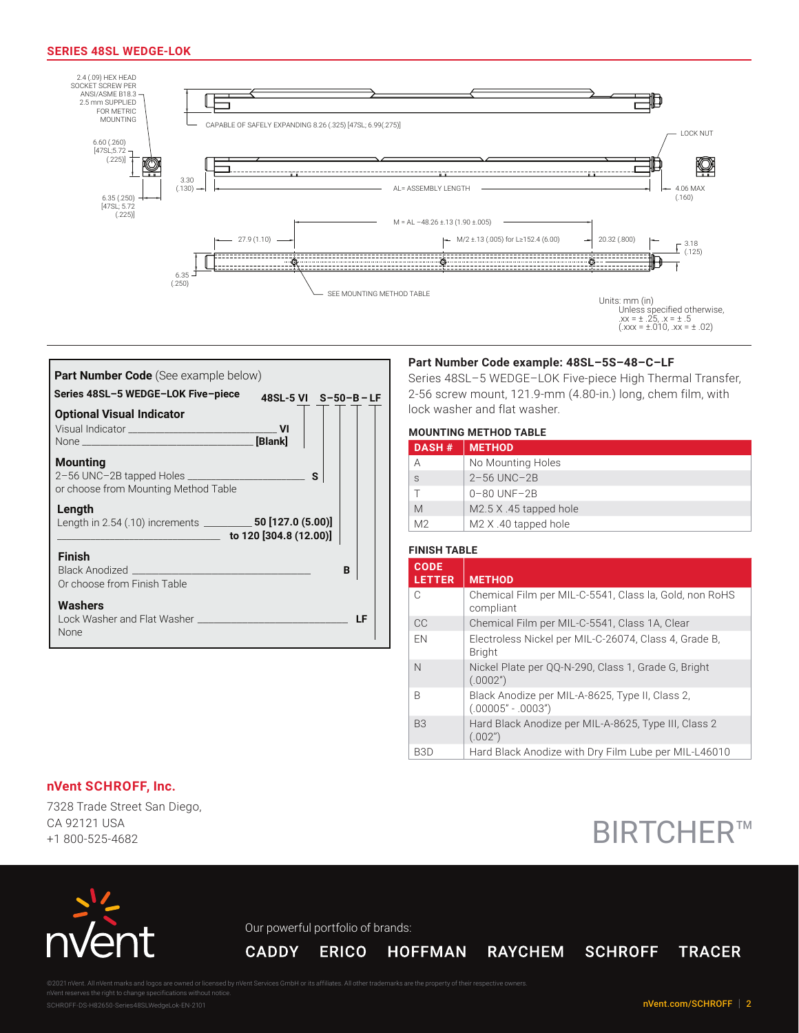## SERIES 48SL WEDGE-LOK

2.4 (.09) HEX HEAD SOCKET SCREW PER ANSI/ASME B18.3 2.5 mm SUPPLIED FOR METRIC MOUNTING

CAPABLE OF SAFELY EXPANDING 8.26 (.325) [47SL; 6.99(.275)]

6.60 (.260) [47SL;5.72 (.225)]

3.30 (.130)

6.35 (.250) [47SL; 5.72 (.225)]

AL= ASSEMBLY LENGTH

LOCK NUT

4.06 MAX (.160)

M = AL −48.26 ±.13 (1.90 ±.005)

27.9 (1.10)

M/2 ±.13 (.005) for L≥152.4 (6.00)

20.32 (.800)

3.18 (.125)

6.35 (.250)

SEE MOUNTING METHOD TABLE

Units: mm (in)
Unless specified otherwise,
.xx = ± .25, .x = ± .5
(.xxx = ±.010, .xx = ± .02)

**Part Number Code** (See example below)

**Series 48SL–5 WEDGE–LOK Five–piece** — **48SL-5 VI S–50–B – LF**

**Optional Visual Indicator**
Visual Indicator — **VI**
None — **[Blank]**

**Mounting**
2–56 UNC–2B tapped Holes — **S**
or choose from Mounting Method Table

**Length**
Length in 2.54 (.10) increments — **50 [127.0 (5.00)] to 120 [304.8 (12.00)]**

**Finish**
Black Anodized — **B**
Or choose from Finish Table

**Washers**
Lock Washer and Flat Washer — **LF**
None

### Part Number Code example: 48SL–5S–48–C–LF

Series 48SL–5 WEDGE–LOK Five-piece High Thermal Transfer, 2-56 screw mount, 121.9-mm (4.80-in.) long, chem film, with lock washer and flat washer.

### MOUNTING METHOD TABLE

| DASH # | METHOD |
|---|---|
| A | No Mounting Holes |
| S | 2–56 UNC–2B |
| T | 0–80 UNF–2B |
| M | M2.5 X .45 tapped hole |
| M2 | M2 X .40 tapped hole |

### FINISH TABLE

| CODE LETTER | METHOD |
|---|---|
| C | Chemical Film per MIL-C-5541, Class Ia, Gold, non RoHS compliant |
| CC | Chemical Film per MIL-C-5541, Class 1A, Clear |
| EN | Electroless Nickel per MIL-C-26074, Class 4, Grade B, Bright |
| N | Nickel Plate per QQ-N-290, Class 1, Grade G, Bright (.0002") |
| B | Black Anodize per MIL-A-8625, Type II, Class 2, (.00005" - .0003") |
| B3 | Hard Black Anodize per MIL-A-8625, Type III, Class 2 (.002") |
| B3D | Hard Black Anodize with Dry Film Lube per MIL-L46010 |

**nVent SCHROFF, Inc.**
7328 Trade Street San Diego,
CA 92121 USA
+1 800-525-4682

BIRTCHER™

Our powerful portfolio of brands:
CADDY ERICO HOFFMAN RAYCHEM SCHROFF TRACER

©2021 nVent. All nVent marks and logos are owned or licensed by nVent Services GmbH or its affiliates. All other trademarks are the property of their respective owners.
nVent reserves the right to change specifications without notice.
SCHROFF-DS-H82650-Series48SLWedgeLok-EN-2101

nVent.com/SCHROFF